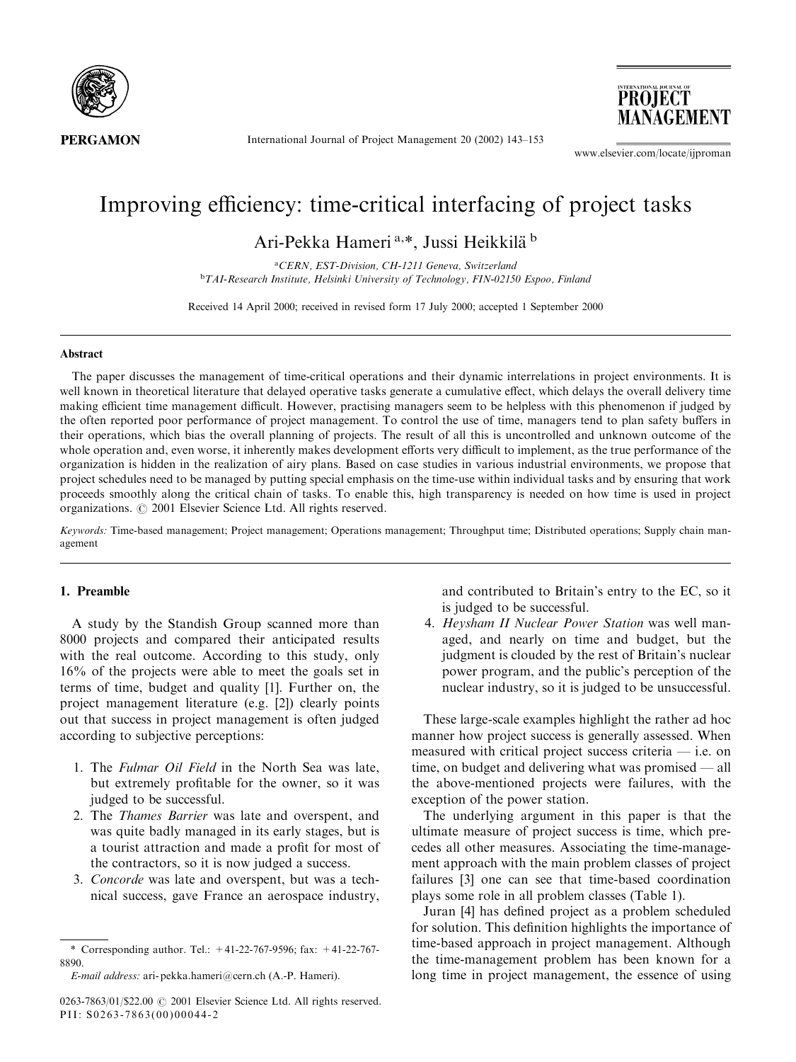# Improving efficiency: time-critical interfacing of project tasks

Ari-Pekka Hameri [a,*], Jussi Heikkilä [b]

[a] CERN, EST-Division, CH-1211 Geneva, Switzerland
[b] TAI-Research Institute, Helsinki University of Technology, FIN-02150 Espoo, Finland

Received 14 April 2000; received in revised form 17 July 2000; accepted 1 September 2000

## Abstract

The paper discusses the management of time-critical operations and their dynamic interrelations in project environments. It is well known in theoretical literature that delayed operative tasks generate a cumulative effect, which delays the overall delivery time making efficient time management difficult. However, practising managers seem to be helpless with this phenomenon if judged by the often reported poor performance of project management. To control the use of time, managers tend to plan safety buffers in their operations, which bias the overall planning of projects. The result of all this is uncontrolled and unknown outcome of the whole operation and, even worse, it inherently makes development efforts very difficult to implement, as the true performance of the organization is hidden in the realization of airy plans. Based on case studies in various industrial environments, we propose that project schedules need to be managed by putting special emphasis on the time-use within individual tasks and by ensuring that work proceeds smoothly along the critical chain of tasks. To enable this, high transparency is needed on how time is used in project organizations. © 2001 Elsevier Science Ltd. All rights reserved.

*Keywords:* Time-based management; Project management; Operations management; Throughput time; Distributed operations; Supply chain management

## 1. Preamble

A study by the Standish Group scanned more than 8000 projects and compared their anticipated results with the real outcome. According to this study, only 16% of the projects were able to meet the goals set in terms of time, budget and quality [1]. Further on, the project management literature (e.g. [2]) clearly points out that success in project management is often judged according to subjective perceptions:

1. The *Fulmar Oil Field* in the North Sea was late, but extremely profitable for the owner, so it was judged to be successful.
2. The *Thames Barrier* was late and overspent, and was quite badly managed in its early stages, but is a tourist attraction and made a profit for most of the contractors, so it is now judged a success.
3. *Concorde* was late and overspent, but was a technical success, gave France an aerospace industry, and contributed to Britain's entry to the EC, so it is judged to be successful.
4. *Heysham II Nuclear Power Station* was well managed, and nearly on time and budget, but the judgment is clouded by the rest of Britain's nuclear power program, and the public's perception of the nuclear industry, so it is judged to be unsuccessful.

These large-scale examples highlight the rather ad hoc manner how project success is generally assessed. When measured with critical project success criteria — i.e. on time, on budget and delivering what was promised — all the above-mentioned projects were failures, with the exception of the power station.

The underlying argument in this paper is that the ultimate measure of project success is time, which precedes all other measures. Associating the time-management approach with the main problem classes of project failures [3] one can see that time-based coordination plays some role in all problem classes (Table 1).

Juran [4] has defined project as a problem scheduled for solution. This definition highlights the importance of time-based approach in project management. Although the time-management problem has been known for a long time in project management, the essence of using

\* Corresponding author. Tel.: +41-22-767-9596; fax: +41-22-767-8890.
*E-mail address:* ari-pekka.hameri@cern.ch (A.-P. Hameri).

0263-7863/01/$22.00 © 2001 Elsevier Science Ltd. All rights reserved.
PII: S0263-7863(00)00044-2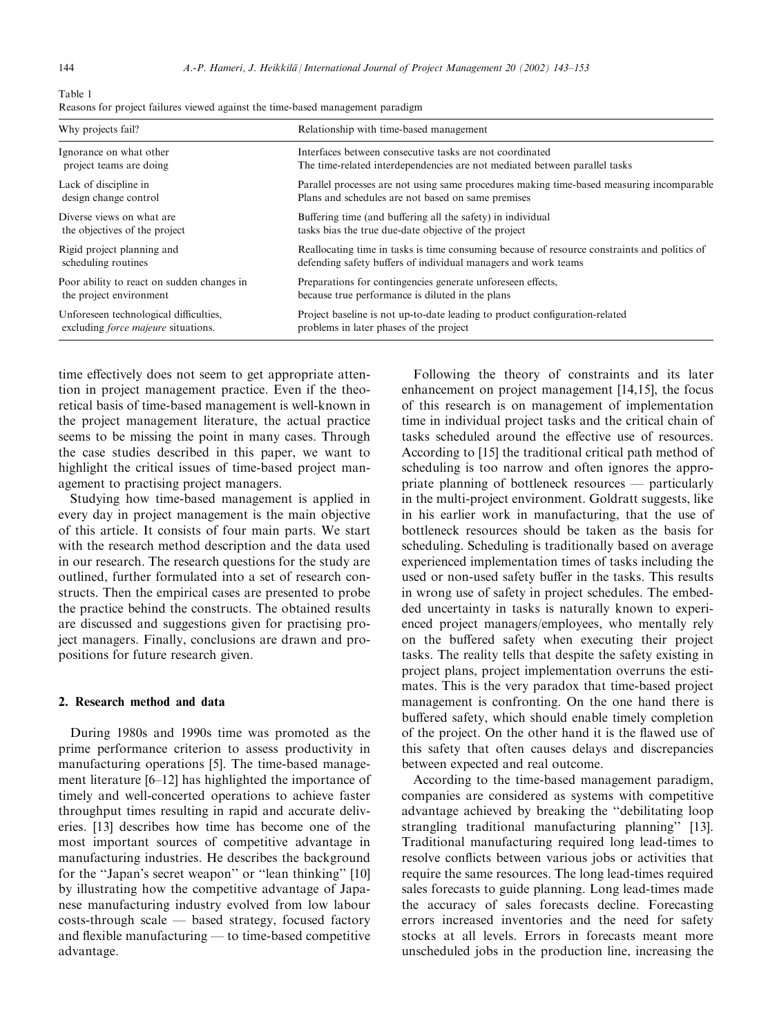Table 1
Reasons for project failures viewed against the time-based management paradigm

| Why projects fail? | Relationship with time-based management |
|---|---|
| Ignorance on what other project teams are doing | Interfaces between consecutive tasks are not coordinated The time-related interdependencies are not mediated between parallel tasks |
| Lack of discipline in design change control | Parallel processes are not using same procedures making time-based measuring incomparable Plans and schedules are not based on same premises |
| Diverse views on what are the objectives of the project | Buffering time (and buffering all the safety) in individual tasks bias the true due-date objective of the project |
| Rigid project planning and scheduling routines | Reallocating time in tasks is time consuming because of resource constraints and politics of defending safety buffers of individual managers and work teams |
| Poor ability to react on sudden changes in the project environment | Preparations for contingencies generate unforeseen effects, because true performance is diluted in the plans |
| Unforeseen technological difficulties, excluding *force majeure* situations. | Project baseline is not up-to-date leading to product configuration-related problems in later phases of the project |

time effectively does not seem to get appropriate attention in project management practice. Even if the theoretical basis of time-based management is well-known in the project management literature, the actual practice seems to be missing the point in many cases. Through the case studies described in this paper, we want to highlight the critical issues of time-based project management to practising project managers.

Studying how time-based management is applied in every day in project management is the main objective of this article. It consists of four main parts. We start with the research method description and the data used in our research. The research questions for the study are outlined, further formulated into a set of research constructs. Then the empirical cases are presented to probe the practice behind the constructs. The obtained results are discussed and suggestions given for practising project managers. Finally, conclusions are drawn and propositions for future research given.

## 2. Research method and data

During 1980s and 1990s time was promoted as the prime performance criterion to assess productivity in manufacturing operations [5]. The time-based management literature [6–12] has highlighted the importance of timely and well-concerted operations to achieve faster throughput times resulting in rapid and accurate deliveries. [13] describes how time has become one of the most important sources of competitive advantage in manufacturing industries. He describes the background for the "Japan's secret weapon" or "lean thinking" [10] by illustrating how the competitive advantage of Japanese manufacturing industry evolved from low labour costs-through scale — based strategy, focused factory and flexible manufacturing — to time-based competitive advantage.

Following the theory of constraints and its later enhancement on project management [14,15], the focus of this research is on management of implementation time in individual project tasks and the critical chain of tasks scheduled around the effective use of resources. According to [15] the traditional critical path method of scheduling is too narrow and often ignores the appropriate planning of bottleneck resources — particularly in the multi-project environment. Goldratt suggests, like in his earlier work in manufacturing, that the use of bottleneck resources should be taken as the basis for scheduling. Scheduling is traditionally based on average experienced implementation times of tasks including the used or non-used safety buffer in the tasks. This results in wrong use of safety in project schedules. The embedded uncertainty in tasks is naturally known to experienced project managers/employees, who mentally rely on the buffered safety when executing their project tasks. The reality tells that despite the safety existing in project plans, project implementation overruns the estimates. This is the very paradox that time-based project management is confronting. On the one hand there is buffered safety, which should enable timely completion of the project. On the other hand it is the flawed use of this safety that often causes delays and discrepancies between expected and real outcome.

According to the time-based management paradigm, companies are considered as systems with competitive advantage achieved by breaking the "debilitating loop strangling traditional manufacturing planning" [13]. Traditional manufacturing required long lead-times to resolve conflicts between various jobs or activities that require the same resources. The long lead-times required sales forecasts to guide planning. Long lead-times made the accuracy of sales forecasts decline. Forecasting errors increased inventories and the need for safety stocks at all levels. Errors in forecasts meant more unscheduled jobs in the production line, increasing the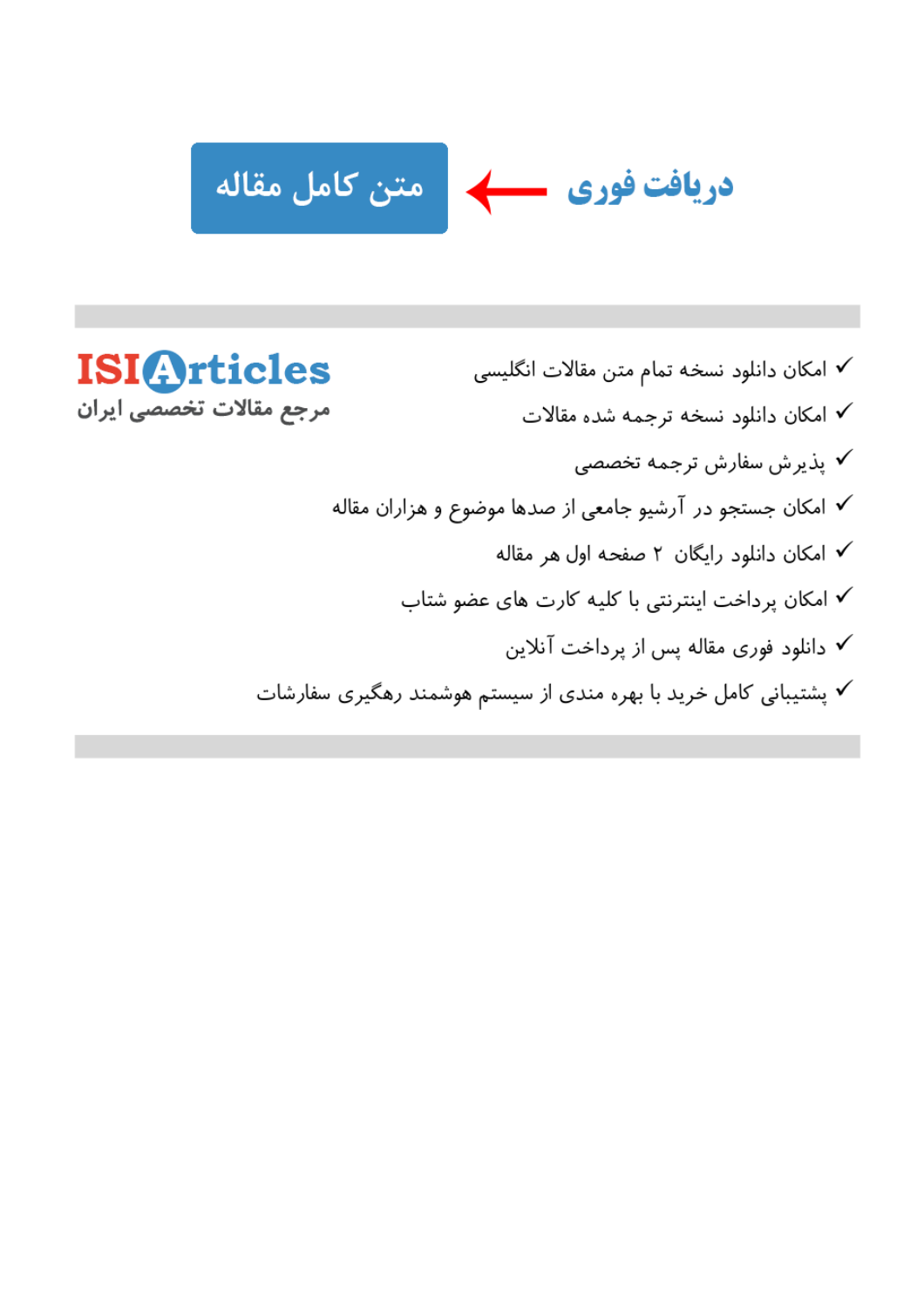دریافت فوری ← متن کامل مقاله

**ISIArticles**

مرجع مقالات تخصصی ایران

- ✓ امکان دانلود نسخه تمام متن مقالات انگلیسی
- ✓ امکان دانلود نسخه ترجمه شده مقالات
- ✓ پذیرش سفارش ترجمه تخصصی
- ✓ امکان جستجو در آرشیو جامعی از صدها موضوع و هزاران مقاله
- ✓ امکان دانلود رایگان ۲ صفحه اول هر مقاله
- ✓ امکان پرداخت اینترنتی با کلیه کارت های عضو شتاب
- ✓ دانلود فوری مقاله پس از پرداخت آنلاین
- ✓ پشتیبانی کامل خرید با بهره مندی از سیستم هوشمند رهگیری سفارشات